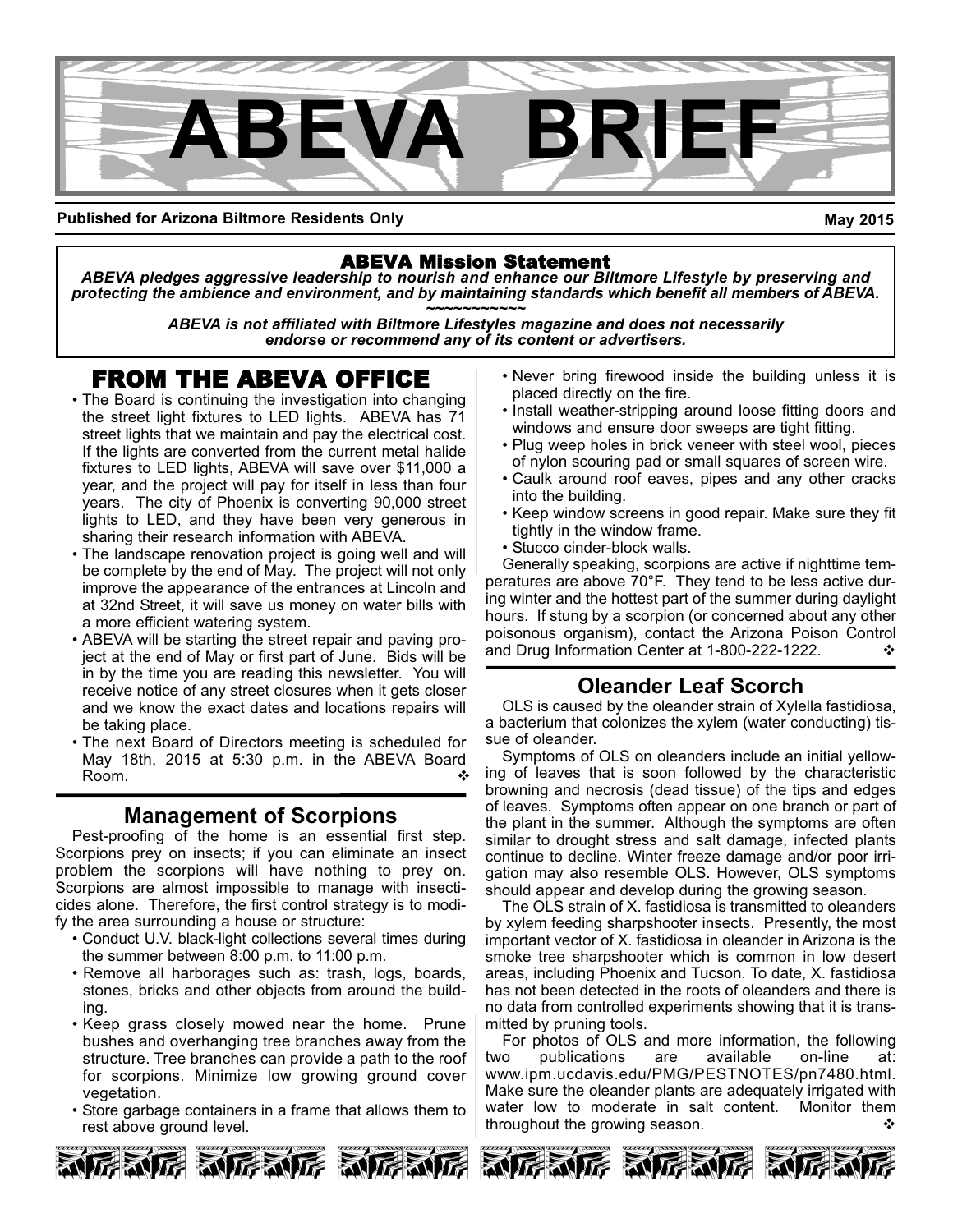# ABEVA BRIEF

**Published for Arizona Biltmore Residents Only** **May 2015**

**ABEVA Mission Statement**

***ABEVA pledges aggressive leadership to nourish and enhance our Biltmore Lifestyle by preserving and protecting the ambience and environment, and by maintaining standards which benefit all members of ABEVA.***

~~~~~~~~~~~

***ABEVA is not affiliated with Biltmore Lifestyles magazine and does not necessarily endorse or recommend any of its content or advertisers.***

## FROM THE ABEVA OFFICE

- The Board is continuing the investigation into changing the street light fixtures to LED lights. ABEVA has 71 street lights that we maintain and pay the electrical cost. If the lights are converted from the current metal halide fixtures to LED lights, ABEVA will save over $11,000 a year, and the project will pay for itself in less than four years. The city of Phoenix is converting 90,000 street lights to LED, and they have been very generous in sharing their research information with ABEVA.
- The landscape renovation project is going well and will be complete by the end of May. The project will not only improve the appearance of the entrances at Lincoln and at 32nd Street, it will save us money on water bills with a more efficient watering system.
- ABEVA will be starting the street repair and paving project at the end of May or first part of June. Bids will be in by the time you are reading this newsletter. You will receive notice of any street closures when it gets closer and we know the exact dates and locations repairs will be taking place.
- The next Board of Directors meeting is scheduled for May 18th, 2015 at 5:30 p.m. in the ABEVA Board Room. ❖

## Management of Scorpions

Pest-proofing of the home is an essential first step. Scorpions prey on insects; if you can eliminate an insect problem the scorpions will have nothing to prey on. Scorpions are almost impossible to manage with insecticides alone. Therefore, the first control strategy is to modify the area surrounding a house or structure:

- Conduct U.V. black-light collections several times during the summer between 8:00 p.m. to 11:00 p.m.
- Remove all harborages such as: trash, logs, boards, stones, bricks and other objects from around the building.
- Keep grass closely mowed near the home. Prune bushes and overhanging tree branches away from the structure. Tree branches can provide a path to the roof for scorpions. Minimize low growing ground cover vegetation.
- Store garbage containers in a frame that allows them to rest above ground level.
- Never bring firewood inside the building unless it is placed directly on the fire.
- Install weather-stripping around loose fitting doors and windows and ensure door sweeps are tight fitting.
- Plug weep holes in brick veneer with steel wool, pieces of nylon scouring pad or small squares of screen wire.
- Caulk around roof eaves, pipes and any other cracks into the building.
- Keep window screens in good repair. Make sure they fit tightly in the window frame.
- Stucco cinder-block walls.

Generally speaking, scorpions are active if nighttime temperatures are above 70°F. They tend to be less active during winter and the hottest part of the summer during daylight hours. If stung by a scorpion (or concerned about any other poisonous organism), contact the Arizona Poison Control and Drug Information Center at 1-800-222-1222. ❖

## Oleander Leaf Scorch

OLS is caused by the oleander strain of Xylella fastidiosa, a bacterium that colonizes the xylem (water conducting) tissue of oleander.

Symptoms of OLS on oleanders include an initial yellowing of leaves that is soon followed by the characteristic browning and necrosis (dead tissue) of the tips and edges of leaves. Symptoms often appear on one branch or part of the plant in the summer. Although the symptoms are often similar to drought stress and salt damage, infected plants continue to decline. Winter freeze damage and/or poor irrigation may also resemble OLS. However, OLS symptoms should appear and develop during the growing season.

The OLS strain of X. fastidiosa is transmitted to oleanders by xylem feeding sharpshooter insects. Presently, the most important vector of X. fastidiosa in oleander in Arizona is the smoke tree sharpshooter which is common in low desert areas, including Phoenix and Tucson. To date, X. fastidiosa has not been detected in the roots of oleanders and there is no data from controlled experiments showing that it is transmitted by pruning tools.

For photos of OLS and more information, the following two publications are available on-line at: www.ipm.ucdavis.edu/PMG/PESTNOTES/pn7480.html. Make sure the oleander plants are adequately irrigated with water low to moderate in salt content. Monitor them throughout the growing season. ❖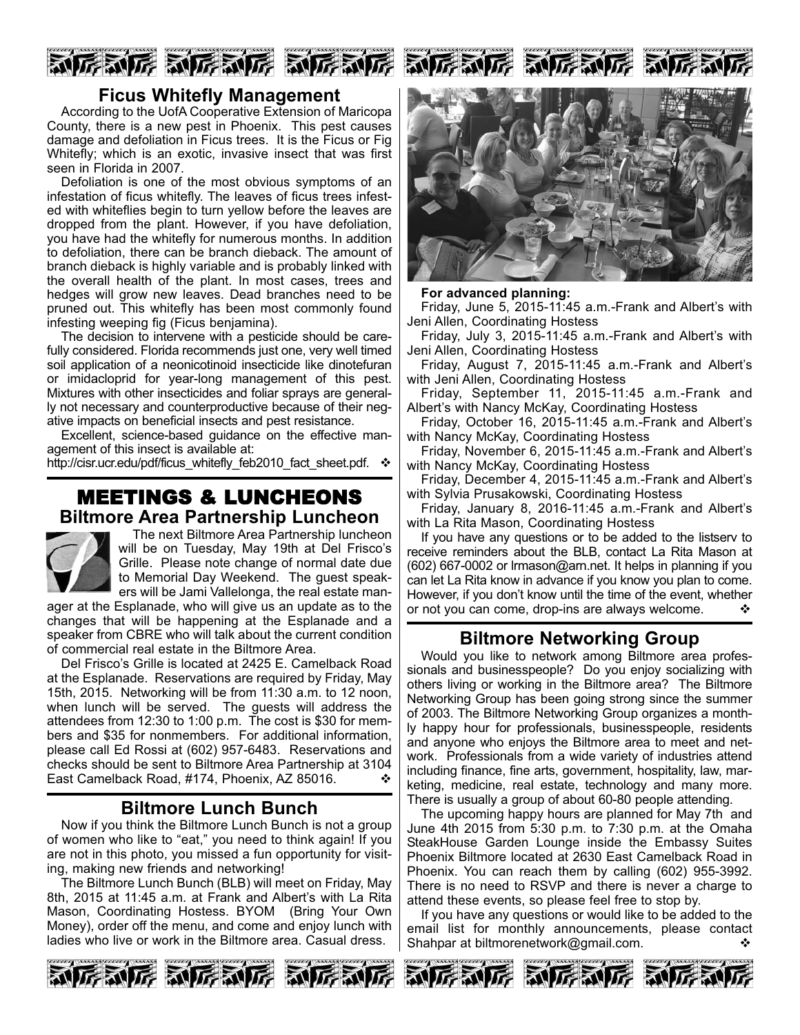## Ficus Whitefly Management

According to the UofA Cooperative Extension of Maricopa County, there is a new pest in Phoenix. This pest causes damage and defoliation in Ficus trees. It is the Ficus or Fig Whitefly; which is an exotic, invasive insect that was first seen in Florida in 2007.

Defoliation is one of the most obvious symptoms of an infestation of ficus whitefly. The leaves of ficus trees infested with whiteflies begin to turn yellow before the leaves are dropped from the plant. However, if you have defoliation, you have had the whitefly for numerous months. In addition to defoliation, there can be branch dieback. The amount of branch dieback is highly variable and is probably linked with the overall health of the plant. In most cases, trees and hedges will grow new leaves. Dead branches need to be pruned out. This whitefly has been most commonly found infesting weeping fig (Ficus benjamina).

The decision to intervene with a pesticide should be carefully considered. Florida recommends just one, very well timed soil application of a neonicotinoid insecticide like dinotefuran or imidacloprid for year-long management of this pest. Mixtures with other insecticides and foliar sprays are generally not necessary and counterproductive because of their negative impacts on beneficial insects and pest resistance.

Excellent, science-based guidance on the effective management of this insect is available at:
http://cisr.ucr.edu/pdf/ficus_whitefly_feb2010_fact_sheet.pdf. ❖

# MEETINGS & LUNCHEONS

## Biltmore Area Partnership Luncheon

The next Biltmore Area Partnership luncheon will be on Tuesday, May 19th at Del Frisco's Grille. Please note change of normal date due to Memorial Day Weekend. The guest speakers will be Jami Vallelonga, the real estate manager at the Esplanade, who will give us an update as to the changes that will be happening at the Esplanade and a speaker from CBRE who will talk about the current condition of commercial real estate in the Biltmore Area.

Del Frisco's Grille is located at 2425 E. Camelback Road at the Esplanade. Reservations are required by Friday, May 15th, 2015. Networking will be from 11:30 a.m. to 12 noon, when lunch will be served. The guests will address the attendees from 12:30 to 1:00 p.m. The cost is $30 for members and $35 for nonmembers. For additional information, please call Ed Rossi at (602) 957-6483. Reservations and checks should be sent to Biltmore Area Partnership at 3104 East Camelback Road, #174, Phoenix, AZ 85016. ❖

## Biltmore Lunch Bunch

Now if you think the Biltmore Lunch Bunch is not a group of women who like to "eat," you need to think again! If you are not in this photo, you missed a fun opportunity for visiting, making new friends and networking!

The Biltmore Lunch Bunch (BLB) will meet on Friday, May 8th, 2015 at 11:45 a.m. at Frank and Albert's with La Rita Mason, Coordinating Hostess. BYOM (Bring Your Own Money), order off the menu, and come and enjoy lunch with ladies who live or work in the Biltmore area. Casual dress.

**For advanced planning:**

Friday, June 5, 2015-11:45 a.m.-Frank and Albert's with Jeni Allen, Coordinating Hostess

Friday, July 3, 2015-11:45 a.m.-Frank and Albert's with Jeni Allen, Coordinating Hostess

Friday, August 7, 2015-11:45 a.m.-Frank and Albert's with Jeni Allen, Coordinating Hostess

Friday, September 11, 2015-11:45 a.m.-Frank and Albert's with Nancy McKay, Coordinating Hostess

Friday, October 16, 2015-11:45 a.m.-Frank and Albert's with Nancy McKay, Coordinating Hostess

Friday, November 6, 2015-11:45 a.m.-Frank and Albert's with Nancy McKay, Coordinating Hostess

Friday, December 4, 2015-11:45 a.m.-Frank and Albert's with Sylvia Prusakowski, Coordinating Hostess

Friday, January 8, 2016-11:45 a.m.-Frank and Albert's with La Rita Mason, Coordinating Hostess

If you have any questions or to be added to the listserv to receive reminders about the BLB, contact La Rita Mason at (602) 667-0002 or lrmason@arn.net. It helps in planning if you can let La Rita know in advance if you know you plan to come. However, if you don't know until the time of the event, whether or not you can come, drop-ins are always welcome. ❖

## Biltmore Networking Group

Would you like to network among Biltmore area professionals and businesspeople? Do you enjoy socializing with others living or working in the Biltmore area? The Biltmore Networking Group has been going strong since the summer of 2003. The Biltmore Networking Group organizes a monthly happy hour for professionals, businesspeople, residents and anyone who enjoys the Biltmore area to meet and network. Professionals from a wide variety of industries attend including finance, fine arts, government, hospitality, law, marketing, medicine, real estate, technology and many more. There is usually a group of about 60-80 people attending.

The upcoming happy hours are planned for May 7th and June 4th 2015 from 5:30 p.m. to 7:30 p.m. at the Omaha SteakHouse Garden Lounge inside the Embassy Suites Phoenix Biltmore located at 2630 East Camelback Road in Phoenix. You can reach them by calling (602) 955-3992. There is no need to RSVP and there is never a charge to attend these events, so please feel free to stop by.

If you have any questions or would like to be added to the email list for monthly announcements, please contact Shahpar at biltmorenetwork@gmail.com. ❖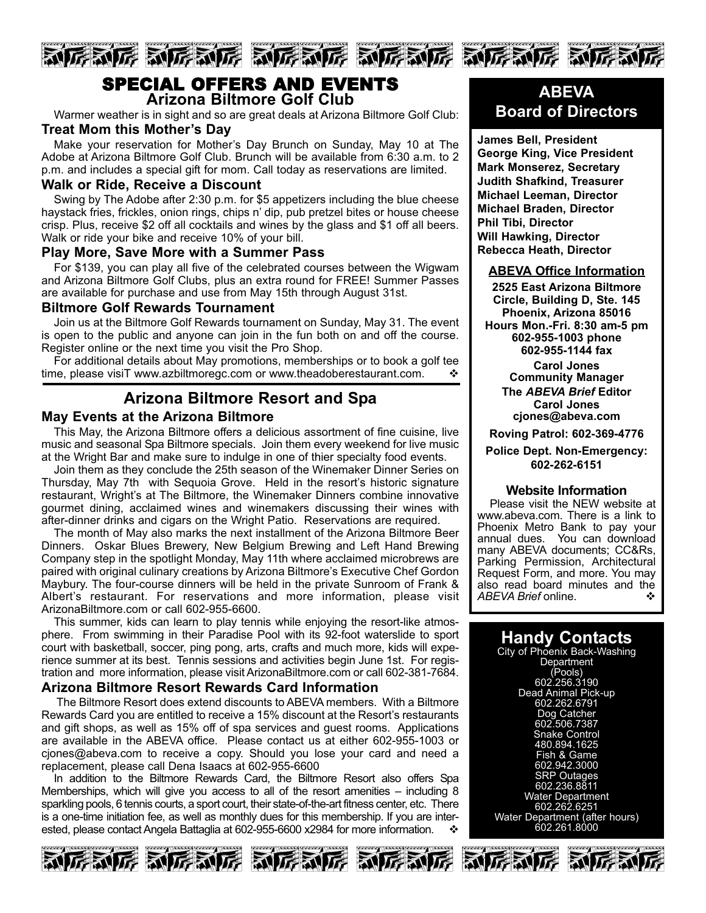# SPECIAL OFFERS AND EVENTS

## Arizona Biltmore Golf Club

Warmer weather is in sight and so are great deals at Arizona Biltmore Golf Club:

### Treat Mom this Mother's Day

Make your reservation for Mother's Day Brunch on Sunday, May 10 at The Adobe at Arizona Biltmore Golf Club. Brunch will be available from 6:30 a.m. to 2 p.m. and includes a special gift for mom. Call today as reservations are limited.

### Walk or Ride, Receive a Discount

Swing by The Adobe after 2:30 p.m. for $5 appetizers including the blue cheese haystack fries, frickles, onion rings, chips n' dip, pub pretzel bites or house cheese crisp. Plus, receive $2 off all cocktails and wines by the glass and $1 off all beers. Walk or ride your bike and receive 10% of your bill.

### Play More, Save More with a Summer Pass

For $139, you can play all five of the celebrated courses between the Wigwam and Arizona Biltmore Golf Clubs, plus an extra round for FREE! Summer Passes are available for purchase and use from May 15th through August 31st.

### Biltmore Golf Rewards Tournament

Join us at the Biltmore Golf Rewards tournament on Sunday, May 31. The event is open to the public and anyone can join in the fun both on and off the course. Register online or the next time you visit the Pro Shop.

For additional details about May promotions, memberships or to book a golf tee time, please visiT www.azbiltmoregc.com or www.theadoberestaurant.com. ❖

## Arizona Biltmore Resort and Spa

### May Events at the Arizona Biltmore

This May, the Arizona Biltmore offers a delicious assortment of fine cuisine, live music and seasonal Spa Biltmore specials. Join them every weekend for live music at the Wright Bar and make sure to indulge in one of thier specialty food events.

Join them as they conclude the 25th season of the Winemaker Dinner Series on Thursday, May 7th with Sequoia Grove. Held in the resort's historic signature restaurant, Wright's at The Biltmore, the Winemaker Dinners combine innovative gourmet dining, acclaimed wines and winemakers discussing their wines with after-dinner drinks and cigars on the Wright Patio. Reservations are required.

The month of May also marks the next installment of the Arizona Biltmore Beer Dinners. Oskar Blues Brewery, New Belgium Brewing and Left Hand Brewing Company step in the spotlight Monday, May 11th where acclaimed microbrews are paired with original culinary creations by Arizona Biltmore's Executive Chef Gordon Maybury. The four-course dinners will be held in the private Sunroom of Frank & Albert's restaurant. For reservations and more information, please visit ArizonaBiltmore.com or call 602-955-6600.

This summer, kids can learn to play tennis while enjoying the resort-like atmosphere. From swimming in their Paradise Pool with its 92-foot waterslide to sport court with basketball, soccer, ping pong, arts, crafts and much more, kids will experience summer at its best. Tennis sessions and activities begin June 1st. For registration and more information, please visit ArizonaBiltmore.com or call 602-381-7684.

### Arizona Biltmore Resort Rewards Card Information

The Biltmore Resort does extend discounts to ABEVA members. With a Biltmore Rewards Card you are entitled to receive a 15% discount at the Resort's restaurants and gift shops, as well as 15% off of spa services and guest rooms. Applications are available in the ABEVA office. Please contact us at either 602-955-1003 or cjones@abeva.com to receive a copy. Should you lose your card and need a replacement, please call Dena Isaacs at 602-955-6600

In addition to the Biltmore Rewards Card, the Biltmore Resort also offers Spa Memberships, which will give you access to all of the resort amenities – including 8 sparkling pools, 6 tennis courts, a sport court, their state-of-the-art fitness center, etc. There is a one-time initiation fee, as well as monthly dues for this membership. If you are interested, please contact Angela Battaglia at 602-955-6600 x2984 for more information. ❖

## ABEVA Board of Directors

**James Bell, President**
**George King, Vice President**
**Mark Monserez, Secretary**
**Judith Shafkind, Treasurer**
**Michael Leeman, Director**
**Michael Braden, Director**
**Phil Tibi, Director**
**Will Hawking, Director**
**Rebecca Heath, Director**

### ABEVA Office Information

**2525 East Arizona Biltmore Circle, Building D, Ste. 145**
**Phoenix, Arizona 85016**
**Hours Mon.-Fri. 8:30 am-5 pm**
**602-955-1003 phone**
**602-955-1144 fax**

**Carol Jones**
**Community Manager**

**The *ABEVA Brief* Editor**
**Carol Jones**
**cjones@abeva.com**

**Roving Patrol: 602-369-4776**

**Police Dept. Non-Emergency: 602-262-6151**

### Website Information

Please visit the NEW website at www.abeva.com. There is a link to Phoenix Metro Bank to pay your annual dues. You can download many ABEVA documents; CC&Rs, Parking Permission, Architectural Request Form, and more. You may also read board minutes and the *ABEVA Brief* online. ❖

## Handy Contacts

City of Phoenix Back-Washing Department (Pools)
602.256.3190
Dead Animal Pick-up
602.262.6791
Dog Catcher
602.506.7387
Snake Control
480.894.1625
Fish & Game
602.942.3000
SRP Outages
602.236.8811
Water Department
602.262.6251
Water Department (after hours)
602.261.8000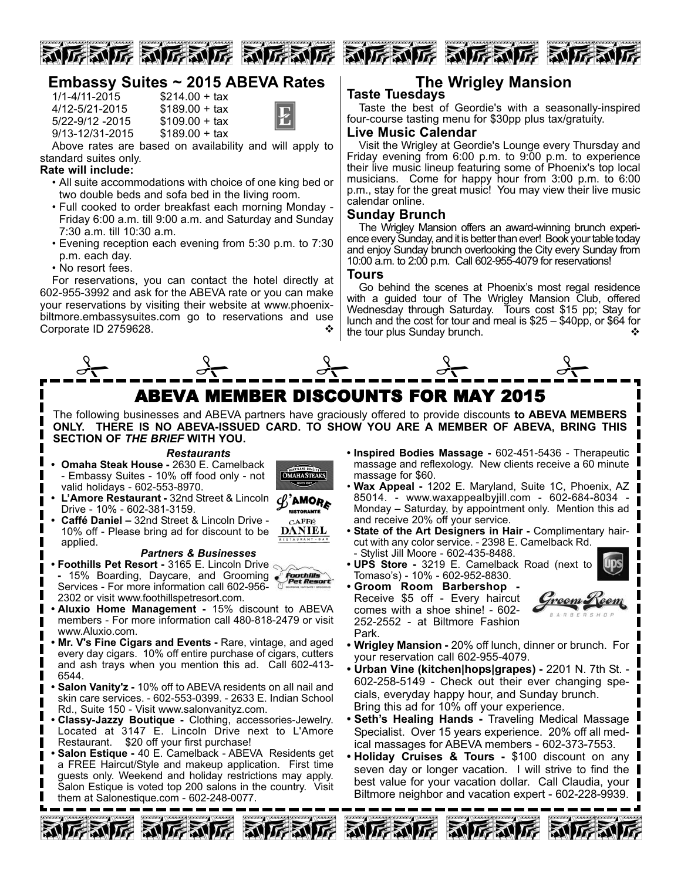## Embassy Suites ~ 2015 ABEVA Rates

| | |
|---|---|
| 1/1-4/11-2015 | $214.00 + tax |
| 4/12-5/21-2015 | $189.00 + tax |
| 5/22-9/12 -2015 | $109.00 + tax |
| 9/13-12/31-2015 | $189.00 + tax |

Above rates are based on availability and will apply to standard suites only.

**Rate will include:**

- All suite accommodations with choice of one king bed or two double beds and sofa bed in the living room.
- Full cooked to order breakfast each morning Monday - Friday 6:00 a.m. till 9:00 a.m. and Saturday and Sunday 7:30 a.m. till 10:30 a.m.
- Evening reception each evening from 5:30 p.m. to 7:30 p.m. each day.
- No resort fees.

For reservations, you can contact the hotel directly at 602-955-3992 and ask for the ABEVA rate or you can make your reservations by visiting their website at www.phoenix-biltmore.embassysuites.com go to reservations and use Corporate ID 2759628. ❖

## The Wrigley Mansion

### Taste Tuesdays

Taste the best of Geordie's with a seasonally-inspired four-course tasting menu for $30pp plus tax/gratuity.

### Live Music Calendar

Visit the Wrigley at Geordie's Lounge every Thursday and Friday evening from 6:00 p.m. to 9:00 p.m. to experience their live music lineup featuring some of Phoenix's top local musicians. Come for happy hour from 3:00 p.m. to 6:00 p.m., stay for the great music! You may view their live music calendar online.

### Sunday Brunch

The Wrigley Mansion offers an award-winning brunch experience every Sunday, and it is better than ever! Book your table today and enjoy Sunday brunch overlooking the City every Sunday from 10:00 a.m. to 2:00 p.m. Call 602-955-4079 for reservations!

### Tours

Go behind the scenes at Phoenix's most regal residence with a guided tour of The Wrigley Mansion Club, offered Wednesday through Saturday. Tours cost $15 pp; Stay for lunch and the cost for tour and meal is $25 – $40pp, or $64 for the tour plus Sunday brunch. ❖

## ABEVA MEMBER DISCOUNTS FOR MAY 2015

The following businesses and ABEVA partners have graciously offered to provide discounts **to ABEVA MEMBERS ONLY. THERE IS NO ABEVA-ISSUED CARD. TO SHOW YOU ARE A MEMBER OF ABEVA, BRING THIS SECTION OF *THE BRIEF* WITH YOU.**

### *Restaurants*

- **Omaha Steak House -** 2630 E. Camelback - Embassy Suites - 10% off food only - not valid holidays - 602-553-8970.
- **L'Amore Restaurant -** 32nd Street & Lincoln Drive - 10% - 602-381-3159.
- **Caffé Daniel –** 32nd Street & Lincoln Drive - 10% off - Please bring ad for discount to be applied.

### *Partners & Businesses*

- **Foothills Pet Resort -** 3165 E. Lincoln Drive **-** 15% Boarding, Daycare, and Grooming Services - For more information call 602-956-2302 or visit www.foothillspetresort.com.
- **Aluxio Home Management -** 15% discount to ABEVA members - For more information call 480-818-2479 or visit www.Aluxio.com.
- **Mr. V's Fine Cigars and Events -** Rare, vintage, and aged every day cigars. 10% off entire purchase of cigars, cutters and ash trays when you mention this ad. Call 602-413-6544.
- **Salon Vanity'z -** 10% off to ABEVA residents on all nail and skin care services. - 602-553-0399. - 2633 E. Indian School Rd., Suite 150 - Visit www.salonvanityz.com.
- **Classy-Jazzy Boutique -** Clothing, accessories-Jewelry. Located at 3147 E. Lincoln Drive next to L'Amore Restaurant. $20 off your first purchase!
- **Salon Estique -** 40 E. Camelback - ABEVA Residents get a FREE Haircut/Style and makeup application. First time guests only. Weekend and holiday restrictions may apply. Salon Estique is voted top 200 salons in the country. Visit them at Salonestique.com - 602-248-0077.
- **Inspired Bodies Massage -** 602-451-5436 - Therapeutic massage and reflexology. New clients receive a 60 minute massage for $60.
- **Wax Appeal -** 1202 E. Maryland, Suite 1C, Phoenix, AZ 85014. - www.waxappealbyjill.com - 602-684-8034 - Monday – Saturday, by appointment only. Mention this ad and receive 20% off your service.
- **State of the Art Designers in Hair -** Complimentary haircut with any color service. - 2398 E. Camelback Rd. - Stylist Jill Moore - 602-435-8488.
- **UPS Store -** 3219 E. Camelback Road (next to Tomaso's) - 10% - 602-952-8830.
- **Groom Room Barbershop -** Receive $5 off - Every haircut comes with a shoe shine! - 602-252-2552 - at Biltmore Fashion Park.
- **Wrigley Mansion -** 20% off lunch, dinner or brunch. For your reservation call 602-955-4079.
- **Urban Vine (kitchen|hops|grapes) -** 2201 N. 7th St. - 602-258-5149 - Check out their ever changing specials, everyday happy hour, and Sunday brunch. Bring this ad for 10% off your experience.
- **Seth's Healing Hands -** Traveling Medical Massage Specialist. Over 15 years experience. 20% off all medical massages for ABEVA members - 602-373-7553.
- **Holiday Cruises & Tours -** $100 discount on any seven day or longer vacation. I will strive to find the best value for your vacation dollar. Call Claudia, your Biltmore neighbor and vacation expert - 602-228-9939.